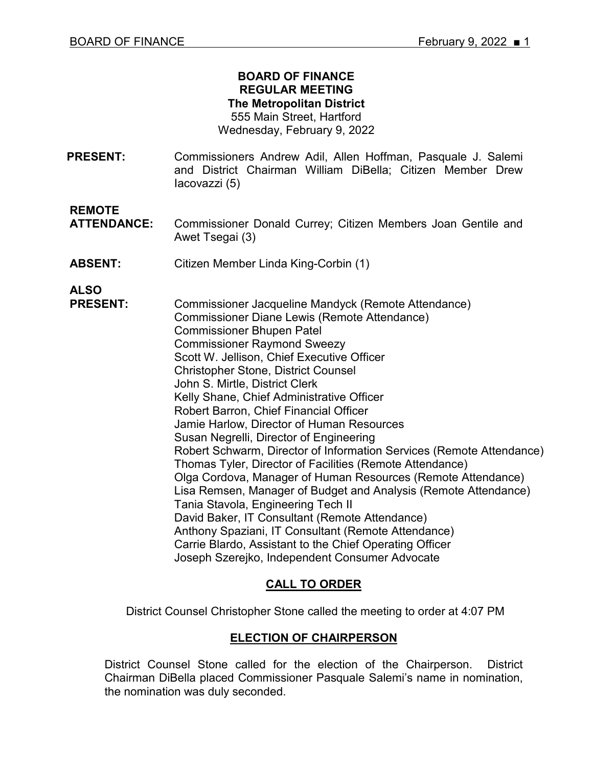# BOARD OF FINANCE
## REGULAR MEETING
### The Metropolitan District

555 Main Street, Hartford
Wednesday, February 9, 2022

**PRESENT:** Commissioners Andrew Adil, Allen Hoffman, Pasquale J. Salemi and District Chairman William DiBella; Citizen Member Drew Iacovazzi (5)

**REMOTE ATTENDANCE:** Commissioner Donald Currey; Citizen Members Joan Gentile and Awet Tsegai (3)

**ABSENT:** Citizen Member Linda King-Corbin (1)

**ALSO PRESENT:**
Commissioner Jacqueline Mandyck (Remote Attendance)
Commissioner Diane Lewis (Remote Attendance)
Commissioner Bhupen Patel
Commissioner Raymond Sweezy
Scott W. Jellison, Chief Executive Officer
Christopher Stone, District Counsel
John S. Mirtle, District Clerk
Kelly Shane, Chief Administrative Officer
Robert Barron, Chief Financial Officer
Jamie Harlow, Director of Human Resources
Susan Negrelli, Director of Engineering
Robert Schwarm, Director of Information Services (Remote Attendance)
Thomas Tyler, Director of Facilities (Remote Attendance)
Olga Cordova, Manager of Human Resources (Remote Attendance)
Lisa Remsen, Manager of Budget and Analysis (Remote Attendance)
Tania Stavola, Engineering Tech II
David Baker, IT Consultant (Remote Attendance)
Anthony Spaziani, IT Consultant (Remote Attendance)
Carrie Blardo, Assistant to the Chief Operating Officer
Joseph Szerejko, Independent Consumer Advocate

## CALL TO ORDER

District Counsel Christopher Stone called the meeting to order at 4:07 PM

## ELECTION OF CHAIRPERSON

District Counsel Stone called for the election of the Chairperson. District Chairman DiBella placed Commissioner Pasquale Salemi's name in nomination, the nomination was duly seconded.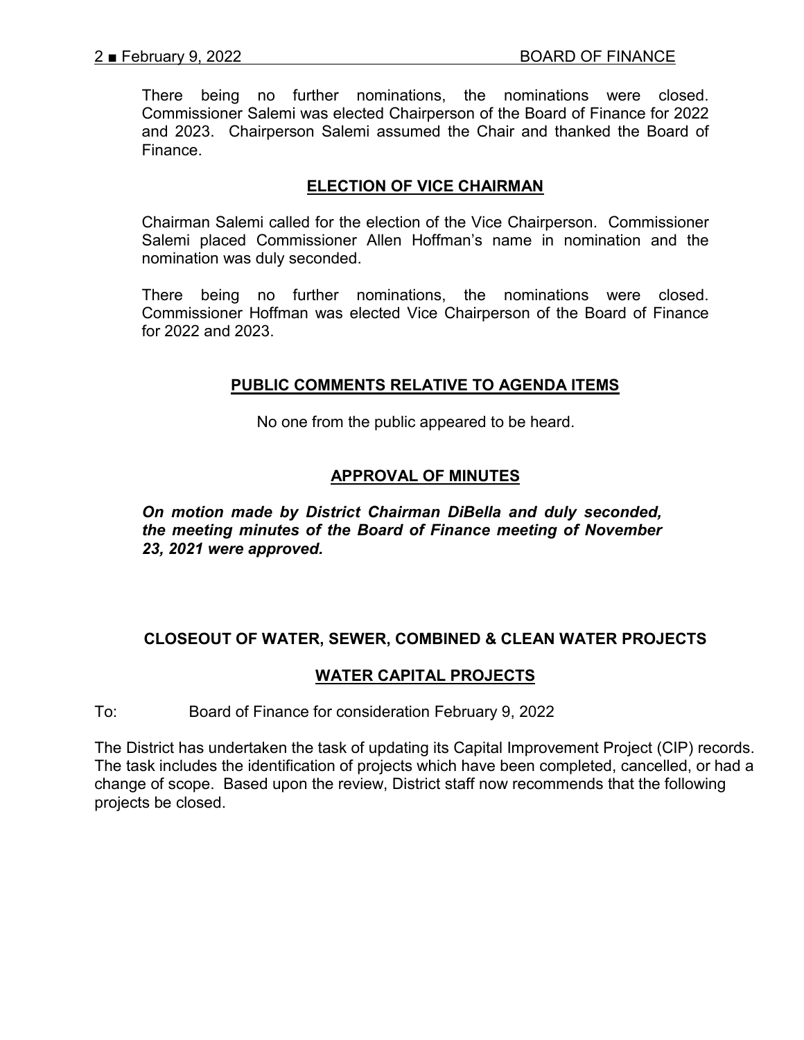There being no further nominations, the nominations were closed. Commissioner Salemi was elected Chairperson of the Board of Finance for 2022 and 2023. Chairperson Salemi assumed the Chair and thanked the Board of Finance.

## ELECTION OF VICE CHAIRMAN

Chairman Salemi called for the election of the Vice Chairperson. Commissioner Salemi placed Commissioner Allen Hoffman's name in nomination and the nomination was duly seconded.

There being no further nominations, the nominations were closed. Commissioner Hoffman was elected Vice Chairperson of the Board of Finance for 2022 and 2023.

## PUBLIC COMMENTS RELATIVE TO AGENDA ITEMS

No one from the public appeared to be heard.

## APPROVAL OF MINUTES

***On motion made by District Chairman DiBella and duly seconded, the meeting minutes of the Board of Finance meeting of November 23, 2021 were approved.***

## CLOSEOUT OF WATER, SEWER, COMBINED & CLEAN WATER PROJECTS

## WATER CAPITAL PROJECTS

To: Board of Finance for consideration February 9, 2022

The District has undertaken the task of updating its Capital Improvement Project (CIP) records. The task includes the identification of projects which have been completed, cancelled, or had a change of scope. Based upon the review, District staff now recommends that the following projects be closed.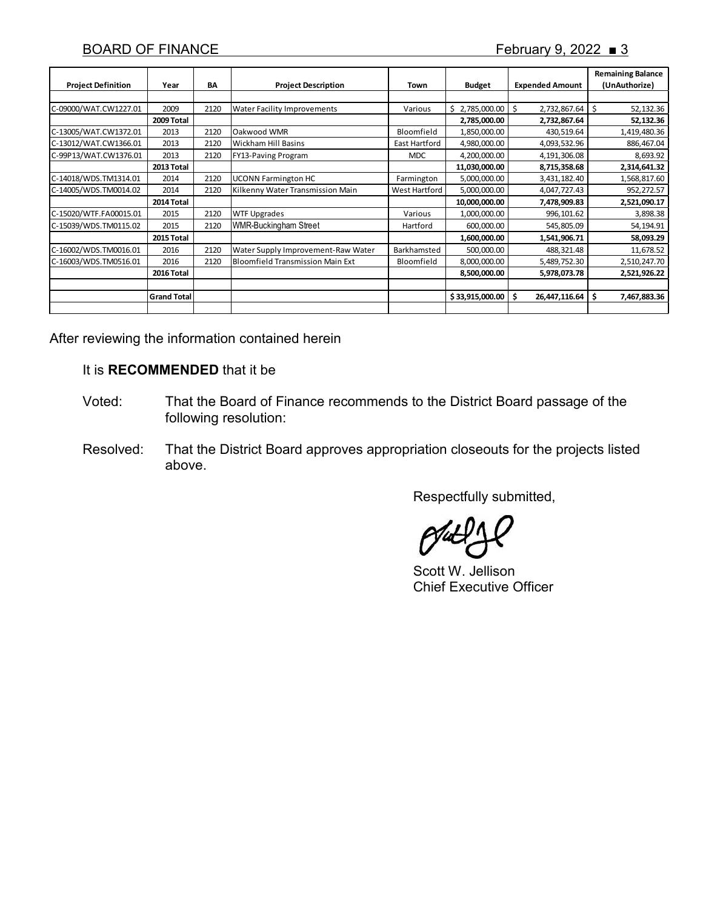| Project Definition | Year | BA | Project Description | Town | Budget | Expended Amount | Remaining Balance (UnAuthorize) |
|---|---|---|---|---|---|---|---|
| C-09000/WAT.CW1227.01 | 2009 | 2120 | Water Facility Improvements | Various | $ 2,785,000.00 | $ 2,732,867.64 | $ 52,132.36 |
| | **2009 Total** | | | | **2,785,000.00** | **2,732,867.64** | **52,132.36** |
| C-13005/WAT.CW1372.01 | 2013 | 2120 | Oakwood WMR | Bloomfield | 1,850,000.00 | 430,519.64 | 1,419,480.36 |
| C-13012/WAT.CW1366.01 | 2013 | 2120 | Wickham Hill Basins | East Hartford | 4,980,000.00 | 4,093,532.96 | 886,467.04 |
| C-99P13/WAT.CW1376.01 | 2013 | 2120 | FY13-Paving Program | MDC | 4,200,000.00 | 4,191,306.08 | 8,693.92 |
| | **2013 Total** | | | | **11,030,000.00** | **8,715,358.68** | **2,314,641.32** |
| C-14018/WDS.TM1314.01 | 2014 | 2120 | UCONN Farmington HC | Farmington | 5,000,000.00 | 3,431,182.40 | 1,568,817.60 |
| C-14005/WDS.TM0014.02 | 2014 | 2120 | Kilkenny Water Transmission Main | West Hartford | 5,000,000.00 | 4,047,727.43 | 952,272.57 |
| | **2014 Total** | | | | **10,000,000.00** | **7,478,909.83** | **2,521,090.17** |
| C-15020/WTF.FA00015.01 | 2015 | 2120 | WTF Upgrades | Various | 1,000,000.00 | 996,101.62 | 3,898.38 |
| C-15039/WDS.TM0115.02 | 2015 | 2120 | WMR-Buckingham Street | Hartford | 600,000.00 | 545,805.09 | 54,194.91 |
| | **2015 Total** | | | | **1,600,000.00** | **1,541,906.71** | **58,093.29** |
| C-16002/WDS.TM0016.01 | 2016 | 2120 | Water Supply Improvement-Raw Water | Barkhamsted | 500,000.00 | 488,321.48 | 11,678.52 |
| C-16003/WDS.TM0516.01 | 2016 | 2120 | Bloomfield Transmission Main Ext | Bloomfield | 8,000,000.00 | 5,489,752.30 | 2,510,247.70 |
| | **2016 Total** | | | | **8,500,000.00** | **5,978,073.78** | **2,521,926.22** |
| | | | | | | | |
| | **Grand Total** | | | | **$ 33,915,000.00** | **$ 26,447,116.64** | **$ 7,467,883.36** |

After reviewing the information contained herein

It is **RECOMMENDED** that it be

Voted: That the Board of Finance recommends to the District Board passage of the following resolution:

Resolved: That the District Board approves appropriation closeouts for the projects listed above.

Respectfully submitted,

Scott W. Jellison
Chief Executive Officer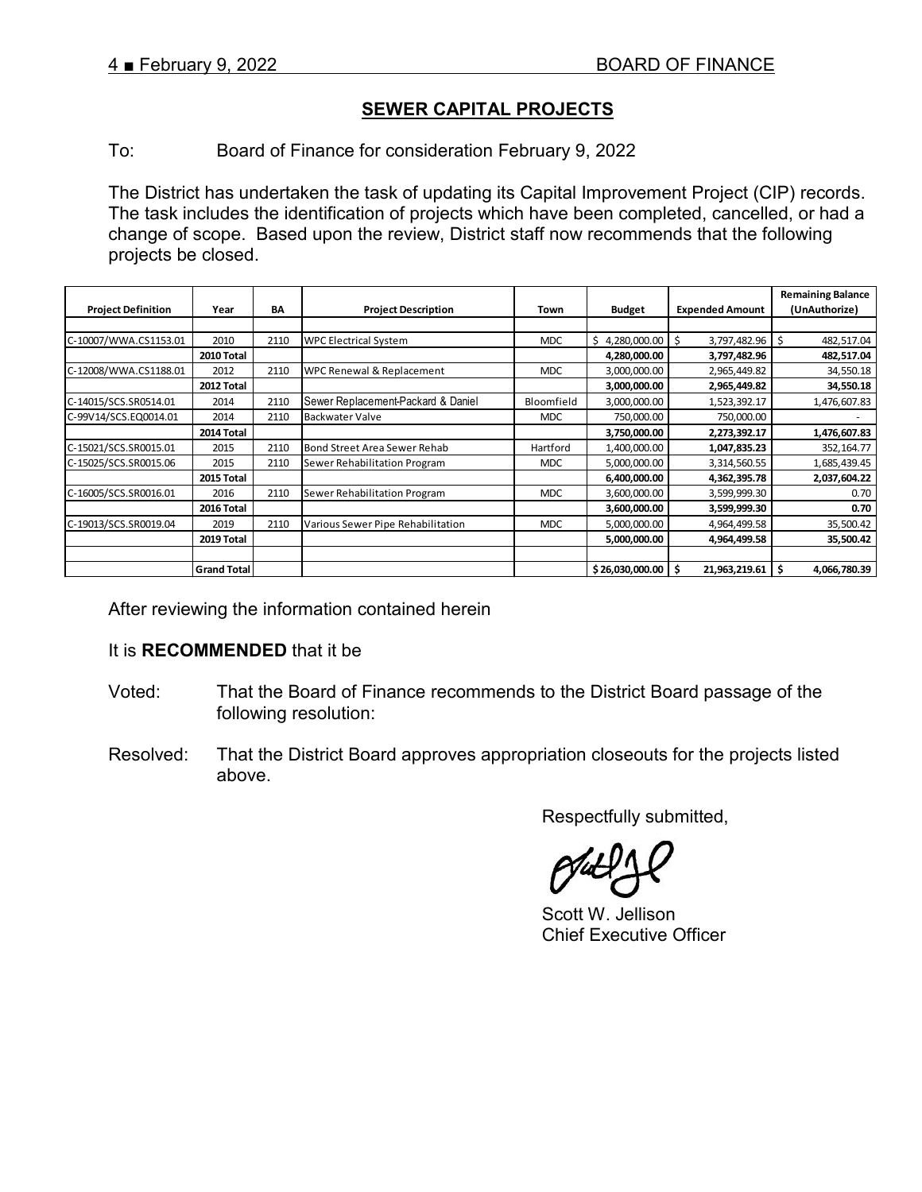## SEWER CAPITAL PROJECTS

To: Board of Finance for consideration February 9, 2022

The District has undertaken the task of updating its Capital Improvement Project (CIP) records. The task includes the identification of projects which have been completed, cancelled, or had a change of scope. Based upon the review, District staff now recommends that the following projects be closed.

| Project Definition | Year | BA | Project Description | Town | Budget | Expended Amount | Remaining Balance (UnAuthorize) |
|---|---|---|---|---|---|---|---|
| C-10007/WWA.CS1153.01 | 2010 | 2110 | WPC Electrical System | MDC | $ 4,280,000.00 | $ 3,797,482.96 | $ 482,517.04 |
| | **2010 Total** | | | | **4,280,000.00** | **3,797,482.96** | **482,517.04** |
| C-12008/WWA.CS1188.01 | 2012 | 2110 | WPC Renewal & Replacement | MDC | 3,000,000.00 | 2,965,449.82 | 34,550.18 |
| | **2012 Total** | | | | **3,000,000.00** | **2,965,449.82** | **34,550.18** |
| C-14015/SCS.SR0514.01 | 2014 | 2110 | Sewer Replacement-Packard & Daniel | Bloomfield | 3,000,000.00 | 1,523,392.17 | 1,476,607.83 |
| C-99V14/SCS.EQ0014.01 | 2014 | 2110 | Backwater Valve | MDC | 750,000.00 | 750,000.00 | - |
| | **2014 Total** | | | | **3,750,000.00** | **2,273,392.17** | **1,476,607.83** |
| C-15021/SCS.SR0015.01 | 2015 | 2110 | Bond Street Area Sewer Rehab | Hartford | 1,400,000.00 | **1,047,835.23** | 352,164.77 |
| C-15025/SCS.SR0015.06 | 2015 | 2110 | Sewer Rehabilitation Program | MDC | 5,000,000.00 | 3,314,560.55 | 1,685,439.45 |
| | **2015 Total** | | | | **6,400,000.00** | **4,362,395.78** | **2,037,604.22** |
| C-16005/SCS.SR0016.01 | 2016 | 2110 | Sewer Rehabilitation Program | MDC | 3,600,000.00 | 3,599,999.30 | 0.70 |
| | **2016 Total** | | | | **3,600,000.00** | **3,599,999.30** | **0.70** |
| C-19013/SCS.SR0019.04 | 2019 | 2110 | Various Sewer Pipe Rehabilitation | MDC | 5,000,000.00 | 4,964,499.58 | 35,500.42 |
| | **2019 Total** | | | | **5,000,000.00** | **4,964,499.58** | **35,500.42** |
| | **Grand Total** | | | | **$ 26,030,000.00** | **$ 21,963,219.61** | **$ 4,066,780.39** |

After reviewing the information contained herein

It is **RECOMMENDED** that it be

Voted: That the Board of Finance recommends to the District Board passage of the following resolution:

Resolved: That the District Board approves appropriation closeouts for the projects listed above.

Respectfully submitted,

Scott W. Jellison
Chief Executive Officer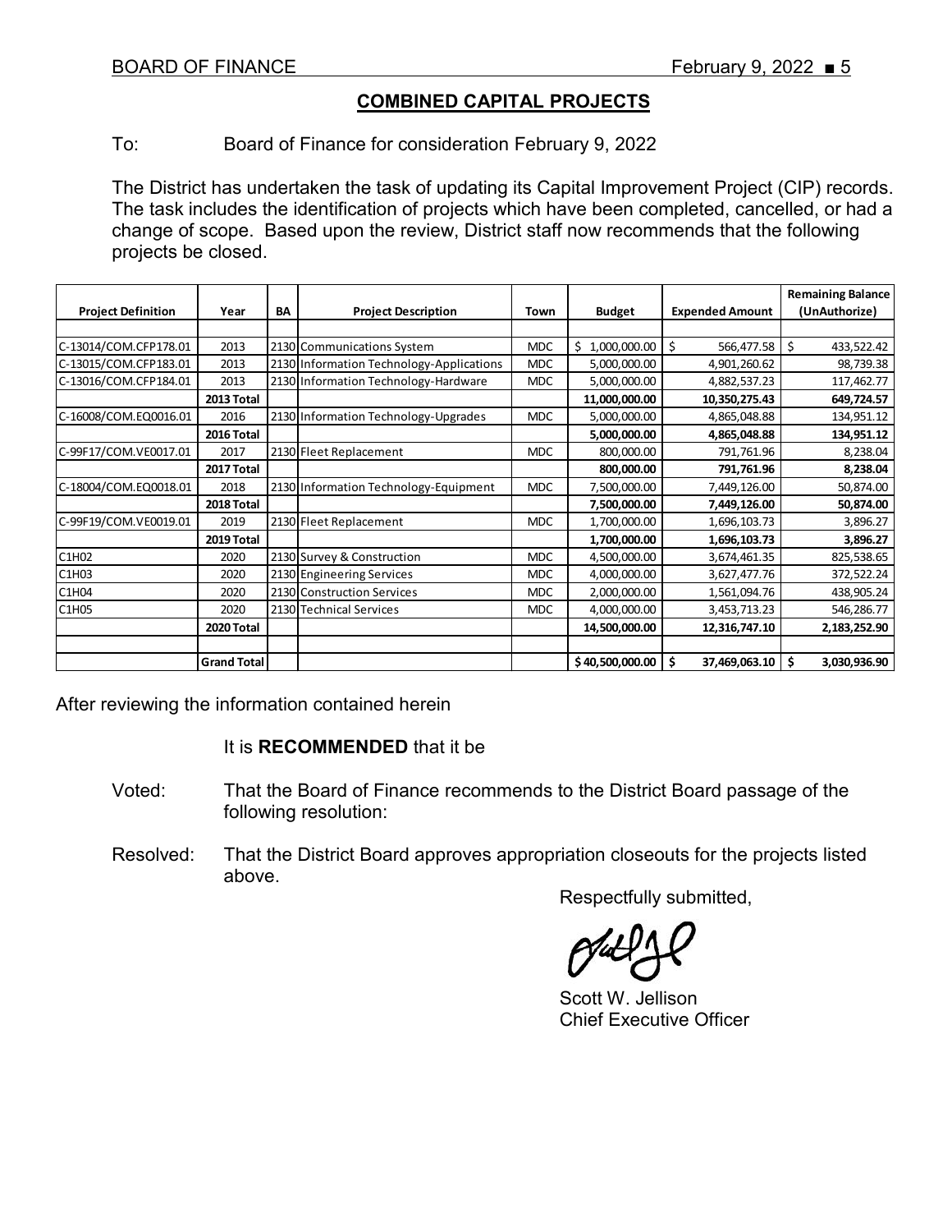## COMBINED CAPITAL PROJECTS

To: Board of Finance for consideration February 9, 2022

The District has undertaken the task of updating its Capital Improvement Project (CIP) records. The task includes the identification of projects which have been completed, cancelled, or had a change of scope. Based upon the review, District staff now recommends that the following projects be closed.

| Project Definition | Year | BA | Project Description | Town | Budget | Expended Amount | Remaining Balance (UnAuthorize) |
|---|---|---|---|---|---|---|---|
| C-13014/COM.CFP178.01 | 2013 | 2130 | Communications System | MDC | $ 1,000,000.00 | $ 566,477.58 | $ 433,522.42 |
| C-13015/COM.CFP183.01 | 2013 | 2130 | Information Technology-Applications | MDC | 5,000,000.00 | 4,901,260.62 | 98,739.38 |
| C-13016/COM.CFP184.01 | 2013 | 2130 | Information Technology-Hardware | MDC | 5,000,000.00 | 4,882,537.23 | 117,462.77 |
| | **2013 Total** | | | | **11,000,000.00** | **10,350,275.43** | **649,724.57** |
| C-16008/COM.EQ0016.01 | 2016 | 2130 | Information Technology-Upgrades | MDC | 5,000,000.00 | 4,865,048.88 | 134,951.12 |
| | **2016 Total** | | | | **5,000,000.00** | **4,865,048.88** | **134,951.12** |
| C-99F17/COM.VE0017.01 | 2017 | 2130 | Fleet Replacement | MDC | 800,000.00 | 791,761.96 | 8,238.04 |
| | **2017 Total** | | | | **800,000.00** | **791,761.96** | **8,238.04** |
| C-18004/COM.EQ0018.01 | 2018 | 2130 | Information Technology-Equipment | MDC | 7,500,000.00 | 7,449,126.00 | 50,874.00 |
| | **2018 Total** | | | | **7,500,000.00** | **7,449,126.00** | **50,874.00** |
| C-99F19/COM.VE0019.01 | 2019 | 2130 | Fleet Replacement | MDC | 1,700,000.00 | 1,696,103.73 | 3,896.27 |
| | **2019 Total** | | | | **1,700,000.00** | **1,696,103.73** | **3,896.27** |
| C1H02 | 2020 | 2130 | Survey & Construction | MDC | 4,500,000.00 | 3,674,461.35 | 825,538.65 |
| C1H03 | 2020 | 2130 | Engineering Services | MDC | 4,000,000.00 | 3,627,477.76 | 372,522.24 |
| C1H04 | 2020 | 2130 | Construction Services | MDC | 2,000,000.00 | 1,561,094.76 | 438,905.24 |
| C1H05 | 2020 | 2130 | Technical Services | MDC | 4,000,000.00 | 3,453,713.23 | 546,286.77 |
| | **2020 Total** | | | | **14,500,000.00** | **12,316,747.10** | **2,183,252.90** |
| | **Grand Total** | | | | **$ 40,500,000.00** | **$ 37,469,063.10** | **$ 3,030,936.90** |

After reviewing the information contained herein

It is **RECOMMENDED** that it be

Voted: That the Board of Finance recommends to the District Board passage of the following resolution:

Resolved: That the District Board approves appropriation closeouts for the projects listed above.

Respectfully submitted,

Scott W. Jellison
Chief Executive Officer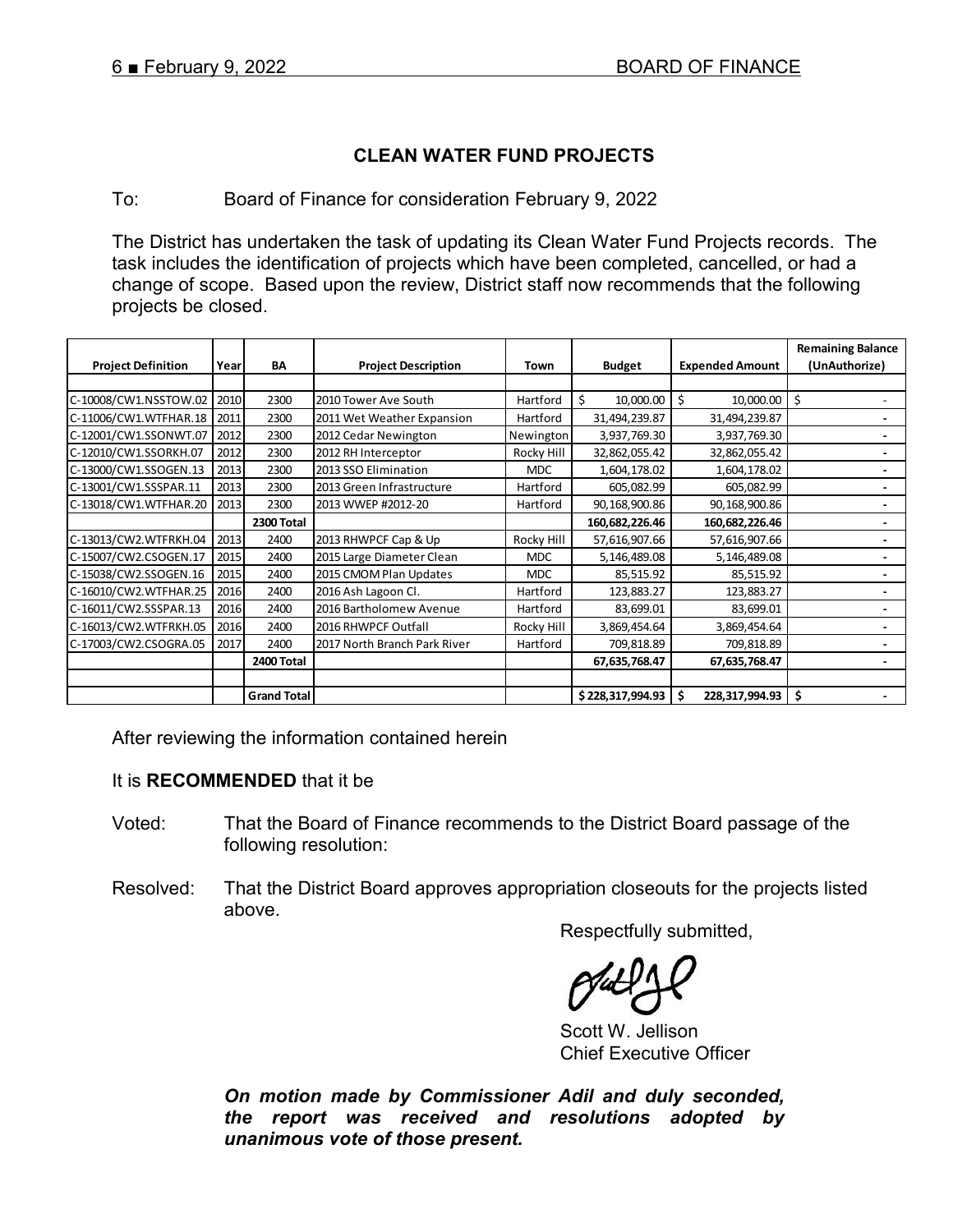## CLEAN WATER FUND PROJECTS

To: Board of Finance for consideration February 9, 2022

The District has undertaken the task of updating its Clean Water Fund Projects records. The task includes the identification of projects which have been completed, cancelled, or had a change of scope. Based upon the review, District staff now recommends that the following projects be closed.

| Project Definition | Year | BA | Project Description | Town | Budget | Expended Amount | Remaining Balance (UnAuthorize) |
|---|---|---|---|---|---|---|---|
| | | | | | | | |
| C-10008/CW1.NSSTOW.02 | 2010 | 2300 | 2010 Tower Ave South | Hartford | $ 10,000.00 | $ 10,000.00 | $ - |
| C-11006/CW1.WTFHAR.18 | 2011 | 2300 | 2011 Wet Weather Expansion | Hartford | 31,494,239.87 | 31,494,239.87 | - |
| C-12001/CW1.SSONWT.07 | 2012 | 2300 | 2012 Cedar Newington | Newington | 3,937,769.30 | 3,937,769.30 | - |
| C-12010/CW1.SSORKH.07 | 2012 | 2300 | 2012 RH Interceptor | Rocky Hill | 32,862,055.42 | 32,862,055.42 | - |
| C-13000/CW1.SSOGEN.13 | 2013 | 2300 | 2013 SSO Elimination | MDC | 1,604,178.02 | 1,604,178.02 | - |
| C-13001/CW1.SSSPAR.11 | 2013 | 2300 | 2013 Green Infrastructure | Hartford | 605,082.99 | 605,082.99 | - |
| C-13018/CW1.WTFHAR.20 | 2013 | 2300 | 2013 WWEP #2012-20 | Hartford | 90,168,900.86 | 90,168,900.86 | - |
| | | **2300 Total** | | | **160,682,226.46** | **160,682,226.46** | - |
| C-13013/CW2.WTFRKH.04 | 2013 | 2400 | 2013 RHWPCF Cap & Up | Rocky Hill | 57,616,907.66 | 57,616,907.66 | - |
| C-15007/CW2.CSOGEN.17 | 2015 | 2400 | 2015 Large Diameter Clean | MDC | 5,146,489.08 | 5,146,489.08 | - |
| C-15038/CW2.SSOGEN.16 | 2015 | 2400 | 2015 CMOM Plan Updates | MDC | 85,515.92 | 85,515.92 | - |
| C-16010/CW2.WTFHAR.25 | 2016 | 2400 | 2016 Ash Lagoon Cl. | Hartford | 123,883.27 | 123,883.27 | - |
| C-16011/CW2.SSSPAR.13 | 2016 | 2400 | 2016 Bartholomew Avenue | Hartford | 83,699.01 | 83,699.01 | - |
| C-16013/CW2.WTFRKH.05 | 2016 | 2400 | 2016 RHWPCF Outfall | Rocky Hill | 3,869,454.64 | 3,869,454.64 | - |
| C-17003/CW2.CSOGRA.05 | 2017 | 2400 | 2017 North Branch Park River | Hartford | 709,818.89 | 709,818.89 | - |
| | | **2400 Total** | | | **67,635,768.47** | **67,635,768.47** | - |
| | | | | | | | |
| | | **Grand Total** | | | **$ 228,317,994.93** | **$ 228,317,994.93** | **$ -** |

After reviewing the information contained herein

It is **RECOMMENDED** that it be

Voted: That the Board of Finance recommends to the District Board passage of the following resolution:

Resolved: That the District Board approves appropriation closeouts for the projects listed above.

Respectfully submitted,

Scott W. Jellison
Chief Executive Officer

***On motion made by Commissioner Adil and duly seconded, the report was received and resolutions adopted by unanimous vote of those present.***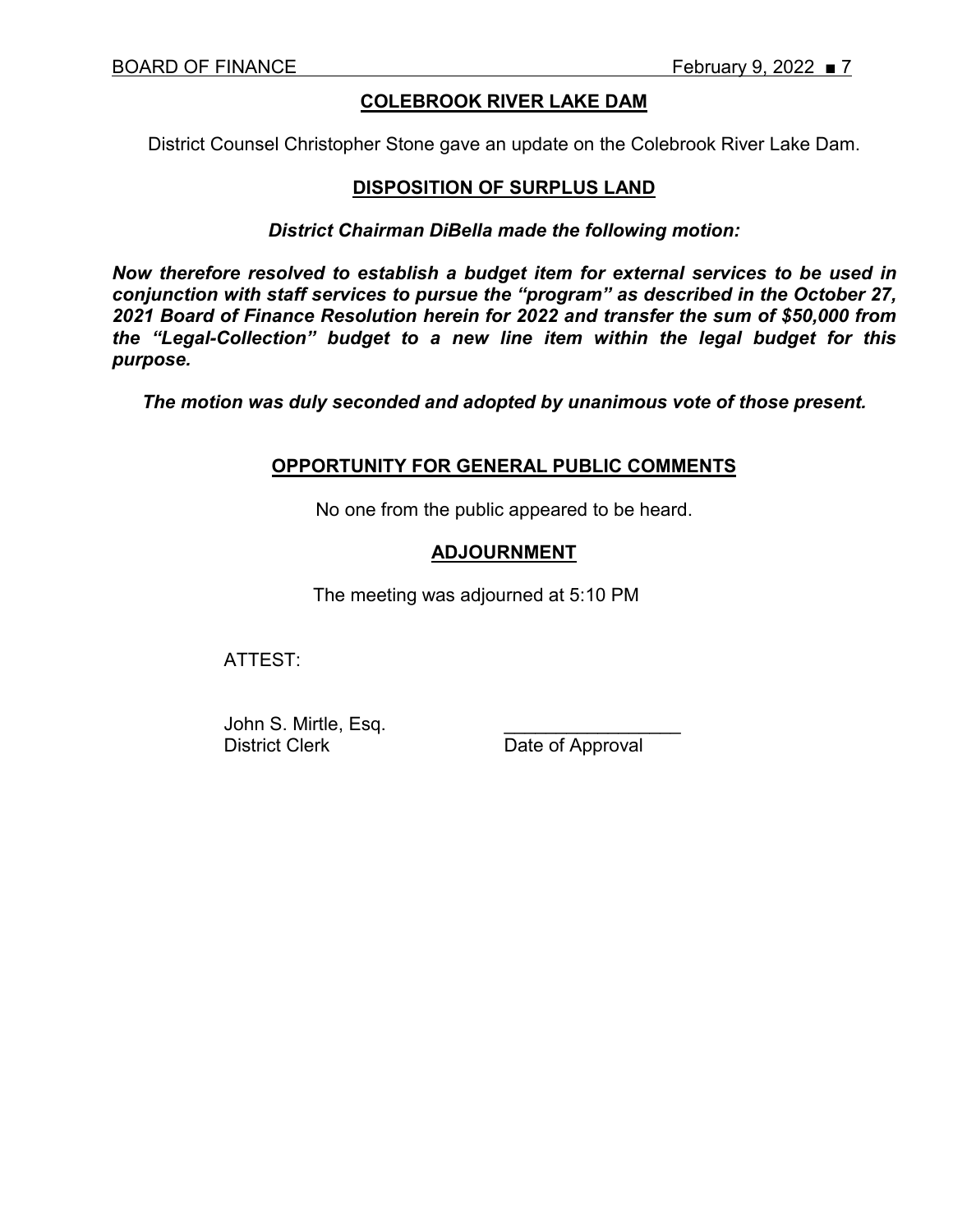## COLEBROOK RIVER LAKE DAM

District Counsel Christopher Stone gave an update on the Colebrook River Lake Dam.

## DISPOSITION OF SURPLUS LAND

***District Chairman DiBella made the following motion:***

***Now therefore resolved to establish a budget item for external services to be used in conjunction with staff services to pursue the "program" as described in the October 27, 2021 Board of Finance Resolution herein for 2022 and transfer the sum of $50,000 from the "Legal-Collection" budget to a new line item within the legal budget for this purpose.***

***The motion was duly seconded and adopted by unanimous vote of those present.***

## OPPORTUNITY FOR GENERAL PUBLIC COMMENTS

No one from the public appeared to be heard.

## ADJOURNMENT

The meeting was adjourned at 5:10 PM

ATTEST:

John S. Mirtle, Esq.
District Clerk

_________________
Date of Approval